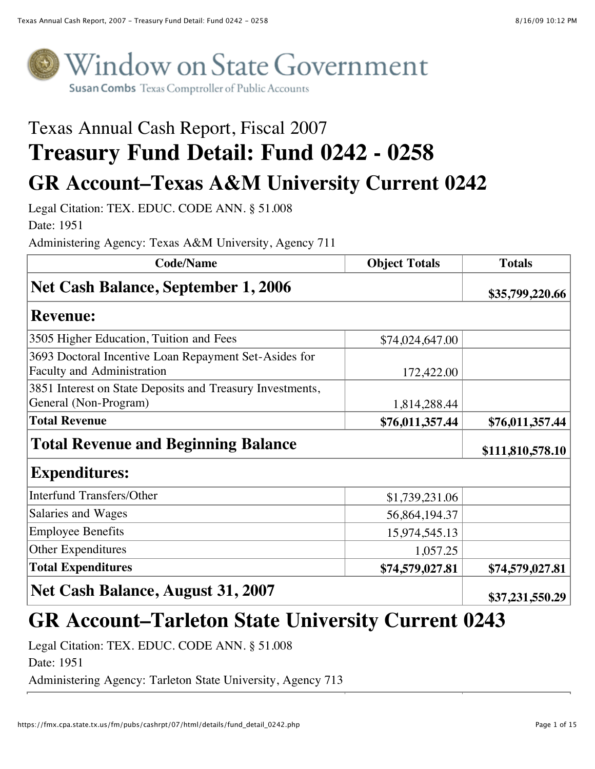# Window on State Government

Susan Combs Texas Comptroller of Public Accounts

## Texas Annual Cash Report, Fiscal 2007

# Treasury Fund Detail: Fund 0242 - 0258

## GR Account–Texas A&M University Current 0242

Legal Citation: TEX. EDUC. CODE ANN. § 51.008

Date: 1951

Administering Agency: Texas A&M University, Agency 711

| Code/Name | Object Totals | Totals |
|---|---|---|
| **Net Cash Balance, September 1, 2006** | | **$35,799,220.66** |
| **Revenue:** | | |
| 3505 Higher Education, Tuition and Fees | $74,024,647.00 | |
| 3693 Doctoral Incentive Loan Repayment Set-Asides for Faculty and Administration | 172,422.00 | |
| 3851 Interest on State Deposits and Treasury Investments, General (Non-Program) | 1,814,288.44 | |
| **Total Revenue** | **$76,011,357.44** | **$76,011,357.44** |
| **Total Revenue and Beginning Balance** | | **$111,810,578.10** |
| **Expenditures:** | | |
| Interfund Transfers/Other | $1,739,231.06 | |
| Salaries and Wages | 56,864,194.37 | |
| Employee Benefits | 15,974,545.13 | |
| Other Expenditures | 1,057.25 | |
| **Total Expenditures** | **$74,579,027.81** | **$74,579,027.81** |
| **Net Cash Balance, August 31, 2007** | | **$37,231,550.29** |

## GR Account–Tarleton State University Current 0243

Legal Citation: TEX. EDUC. CODE ANN. § 51.008

Date: 1951

Administering Agency: Tarleton State University, Agency 713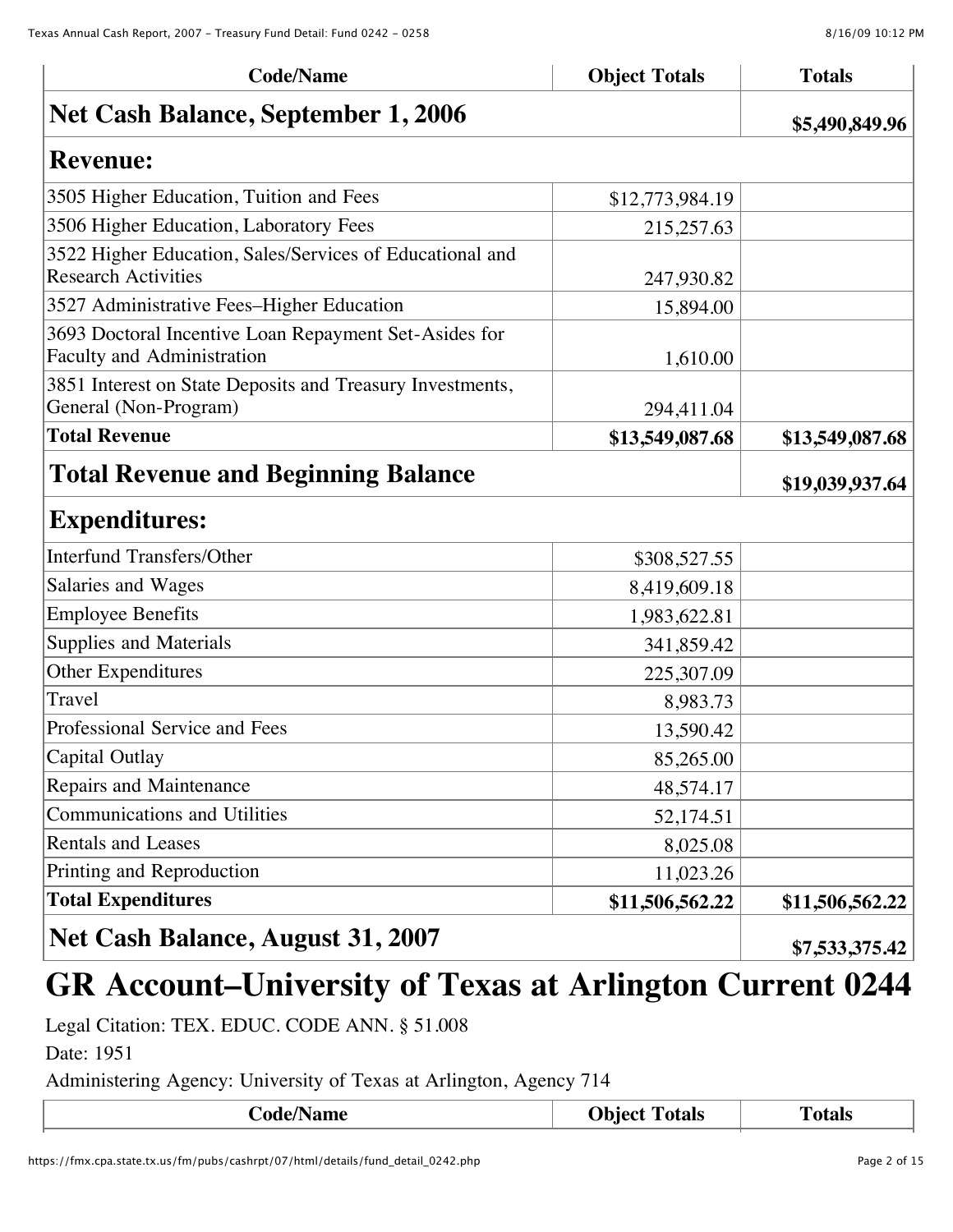| Code/Name | Object Totals | Totals |
|---|---|---|
| **Net Cash Balance, September 1, 2006** | | **$5,490,849.96** |
| **Revenue:** | | |
| 3505 Higher Education, Tuition and Fees | $12,773,984.19 | |
| 3506 Higher Education, Laboratory Fees | 215,257.63 | |
| 3522 Higher Education, Sales/Services of Educational and Research Activities | 247,930.82 | |
| 3527 Administrative Fees–Higher Education | 15,894.00 | |
| 3693 Doctoral Incentive Loan Repayment Set-Asides for Faculty and Administration | 1,610.00 | |
| 3851 Interest on State Deposits and Treasury Investments, General (Non-Program) | 294,411.04 | |
| **Total Revenue** | **$13,549,087.68** | **$13,549,087.68** |
| **Total Revenue and Beginning Balance** | | **$19,039,937.64** |
| **Expenditures:** | | |
| Interfund Transfers/Other | $308,527.55 | |
| Salaries and Wages | 8,419,609.18 | |
| Employee Benefits | 1,983,622.81 | |
| Supplies and Materials | 341,859.42 | |
| Other Expenditures | 225,307.09 | |
| Travel | 8,983.73 | |
| Professional Service and Fees | 13,590.42 | |
| Capital Outlay | 85,265.00 | |
| Repairs and Maintenance | 48,574.17 | |
| Communications and Utilities | 52,174.51 | |
| Rentals and Leases | 8,025.08 | |
| Printing and Reproduction | 11,023.26 | |
| **Total Expenditures** | **$11,506,562.22** | **$11,506,562.22** |
| **Net Cash Balance, August 31, 2007** | | **$7,533,375.42** |

# GR Account–University of Texas at Arlington Current 0244

Legal Citation: TEX. EDUC. CODE ANN. § 51.008

Date: 1951

Administering Agency: University of Texas at Arlington, Agency 714

| Code/Name | Object Totals | Totals |
|---|---|---|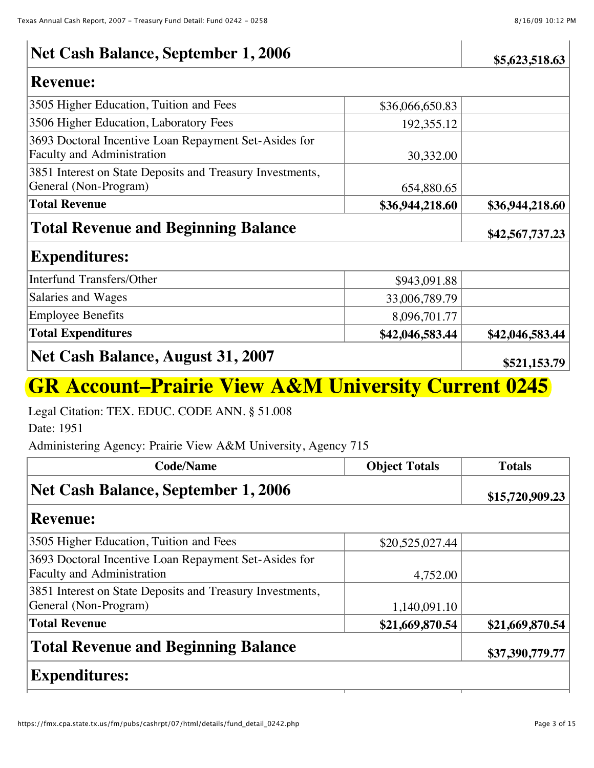| | | |
|---|---|---|
| **Net Cash Balance, September 1, 2006** | | **$5,623,518.63** |
| **Revenue:** | | |
| 3505 Higher Education, Tuition and Fees | $36,066,650.83 | |
| 3506 Higher Education, Laboratory Fees | 192,355.12 | |
| 3693 Doctoral Incentive Loan Repayment Set-Asides for Faculty and Administration | 30,332.00 | |
| 3851 Interest on State Deposits and Treasury Investments, General (Non-Program) | 654,880.65 | |
| **Total Revenue** | **$36,944,218.60** | **$36,944,218.60** |
| **Total Revenue and Beginning Balance** | | **$42,567,737.23** |
| **Expenditures:** | | |
| Interfund Transfers/Other | $943,091.88 | |
| Salaries and Wages | 33,006,789.79 | |
| Employee Benefits | 8,096,701.77 | |
| **Total Expenditures** | **$42,046,583.44** | **$42,046,583.44** |
| **Net Cash Balance, August 31, 2007** | | **$521,153.79** |

# GR Account–Prairie View A&M University Current 0245

Legal Citation: TEX. EDUC. CODE ANN. § 51.008

Date: 1951

Administering Agency: Prairie View A&M University, Agency 715

| Code/Name | Object Totals | Totals |
|---|---|---|
| **Net Cash Balance, September 1, 2006** | | **$15,720,909.23** |
| **Revenue:** | | |
| 3505 Higher Education, Tuition and Fees | $20,525,027.44 | |
| 3693 Doctoral Incentive Loan Repayment Set-Asides for Faculty and Administration | 4,752.00 | |
| 3851 Interest on State Deposits and Treasury Investments, General (Non-Program) | 1,140,091.10 | |
| **Total Revenue** | **$21,669,870.54** | **$21,669,870.54** |
| **Total Revenue and Beginning Balance** | | **$37,390,779.77** |
| **Expenditures:** | | |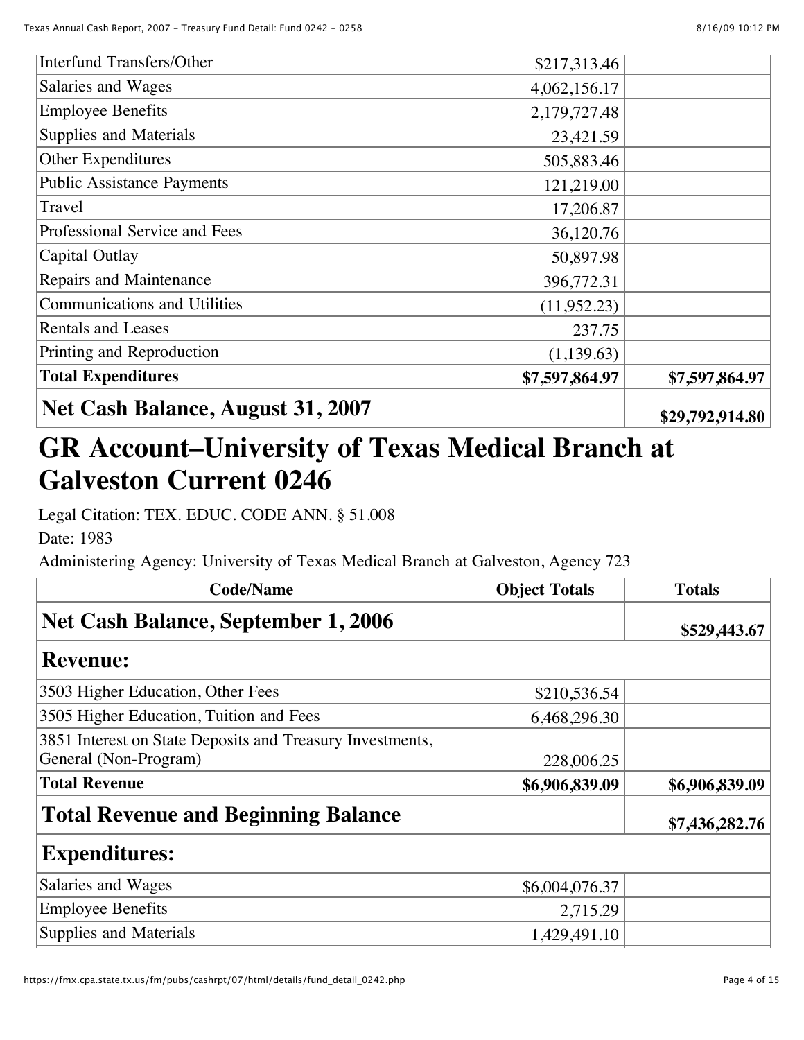| | | |
|---|---|---|
| Interfund Transfers/Other | $217,313.46 | |
| Salaries and Wages | 4,062,156.17 | |
| Employee Benefits | 2,179,727.48 | |
| Supplies and Materials | 23,421.59 | |
| Other Expenditures | 505,883.46 | |
| Public Assistance Payments | 121,219.00 | |
| Travel | 17,206.87 | |
| Professional Service and Fees | 36,120.76 | |
| Capital Outlay | 50,897.98 | |
| Repairs and Maintenance | 396,772.31 | |
| Communications and Utilities | (11,952.23) | |
| Rentals and Leases | 237.75 | |
| Printing and Reproduction | (1,139.63) | |
| **Total Expenditures** | **$7,597,864.97** | **$7,597,864.97** |
| **Net Cash Balance, August 31, 2007** | | **$29,792,914.80** |

# GR Account–University of Texas Medical Branch at Galveston Current 0246

Legal Citation: TEX. EDUC. CODE ANN. § 51.008

Date: 1983

Administering Agency: University of Texas Medical Branch at Galveston, Agency 723

| Code/Name | Object Totals | Totals |
|---|---|---|
| **Net Cash Balance, September 1, 2006** | | **$529,443.67** |
| **Revenue:** | | |
| 3503 Higher Education, Other Fees | $210,536.54 | |
| 3505 Higher Education, Tuition and Fees | 6,468,296.30 | |
| 3851 Interest on State Deposits and Treasury Investments, General (Non-Program) | 228,006.25 | |
| **Total Revenue** | **$6,906,839.09** | **$6,906,839.09** |
| **Total Revenue and Beginning Balance** | | **$7,436,282.76** |
| **Expenditures:** | | |
| Salaries and Wages | $6,004,076.37 | |
| Employee Benefits | 2,715.29 | |
| Supplies and Materials | 1,429,491.10 | |